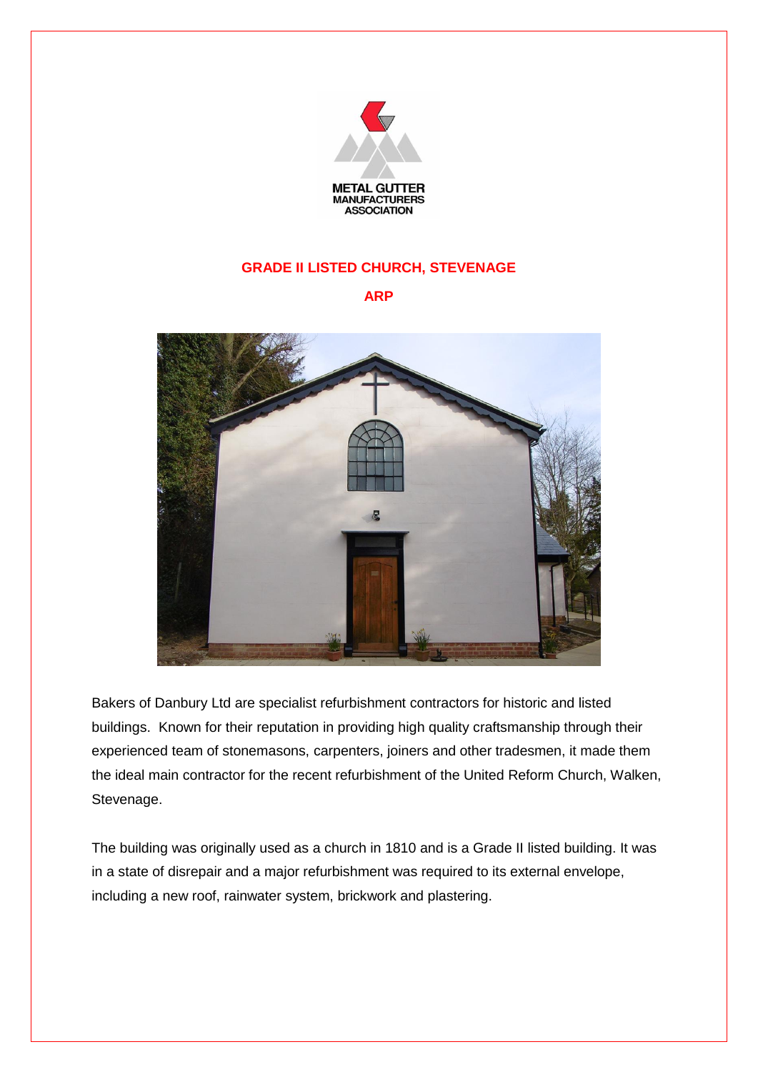METAL GUTTER MANUFACTURERS ASSOCIATION

# GRADE II LISTED CHURCH, STEVENAGE

## ARP

Bakers of Danbury Ltd are specialist refurbishment contractors for historic and listed buildings. Known for their reputation in providing high quality craftsmanship through their experienced team of stonemasons, carpenters, joiners and other tradesmen, it made them the ideal main contractor for the recent refurbishment of the United Reform Church, Walken, Stevenage.

The building was originally used as a church in 1810 and is a Grade II listed building. It was in a state of disrepair and a major refurbishment was required to its external envelope, including a new roof, rainwater system, brickwork and plastering.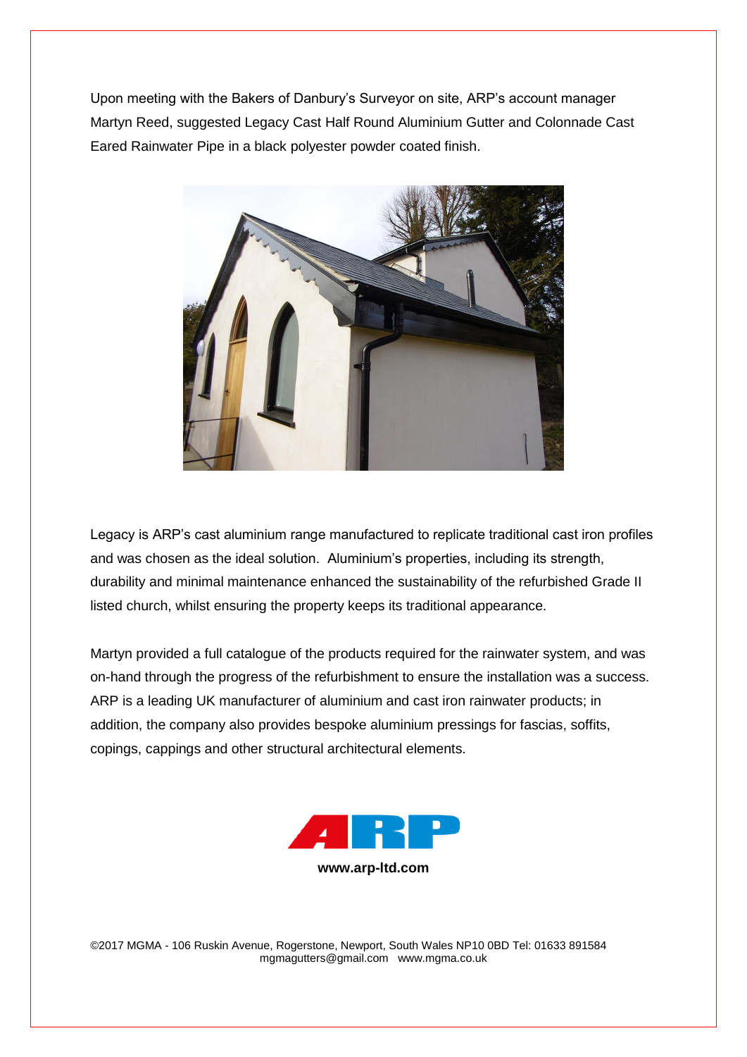Upon meeting with the Bakers of Danbury's Surveyor on site, ARP's account manager Martyn Reed, suggested Legacy Cast Half Round Aluminium Gutter and Colonnade Cast Eared Rainwater Pipe in a black polyester powder coated finish.

Legacy is ARP's cast aluminium range manufactured to replicate traditional cast iron profiles and was chosen as the ideal solution. Aluminium's properties, including its strength, durability and minimal maintenance enhanced the sustainability of the refurbished Grade II listed church, whilst ensuring the property keeps its traditional appearance.

Martyn provided a full catalogue of the products required for the rainwater system, and was on-hand through the progress of the refurbishment to ensure the installation was a success. ARP is a leading UK manufacturer of aluminium and cast iron rainwater products; in addition, the company also provides bespoke aluminium pressings for fascias, soffits, copings, cappings and other structural architectural elements.

ARP

**www.arp-ltd.com**

©2017 MGMA - 106 Ruskin Avenue, Rogerstone, Newport, South Wales NP10 0BD Tel: 01633 891584 mgmagutters@gmail.com www.mgma.co.uk